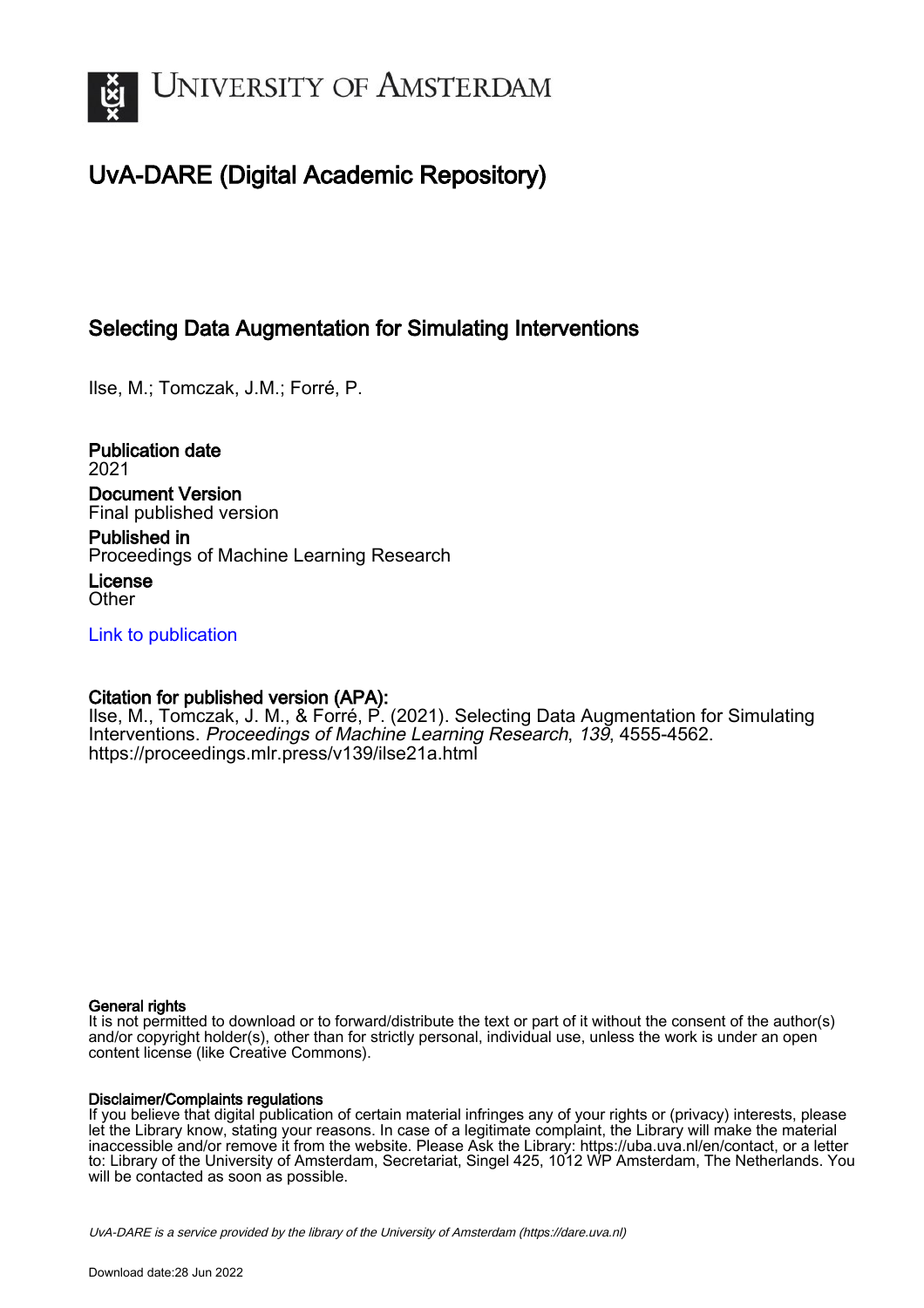UNIVERSITY OF AMSTERDAM

# UvA-DARE (Digital Academic Repository)

## Selecting Data Augmentation for Simulating Interventions

Ilse, M.; Tomczak, J.M.; Forré, P.

**Publication date**
2021

**Document Version**
Final published version

**Published in**
Proceedings of Machine Learning Research

**License**
Other

[Link to publication](https://dare.uva.nl)

**Citation for published version (APA):**
Ilse, M., Tomczak, J. M., & Forré, P. (2021). Selecting Data Augmentation for Simulating Interventions. *Proceedings of Machine Learning Research*, *139*, 4555-4562. https://proceedings.mlr.press/v139/ilse21a.html

**General rights**
It is not permitted to download or to forward/distribute the text or part of it without the consent of the author(s) and/or copyright holder(s), other than for strictly personal, individual use, unless the work is under an open content license (like Creative Commons).

**Disclaimer/Complaints regulations**
If you believe that digital publication of certain material infringes any of your rights or (privacy) interests, please let the Library know, stating your reasons. In case of a legitimate complaint, the Library will make the material inaccessible and/or remove it from the website. Please Ask the Library: https://uba.uva.nl/en/contact, or a letter to: Library of the University of Amsterdam, Secretariat, Singel 425, 1012 WP Amsterdam, The Netherlands. You will be contacted as soon as possible.

*UvA-DARE is a service provided by the library of the University of Amsterdam (https://dare.uva.nl)*

Download date:28 Jun 2022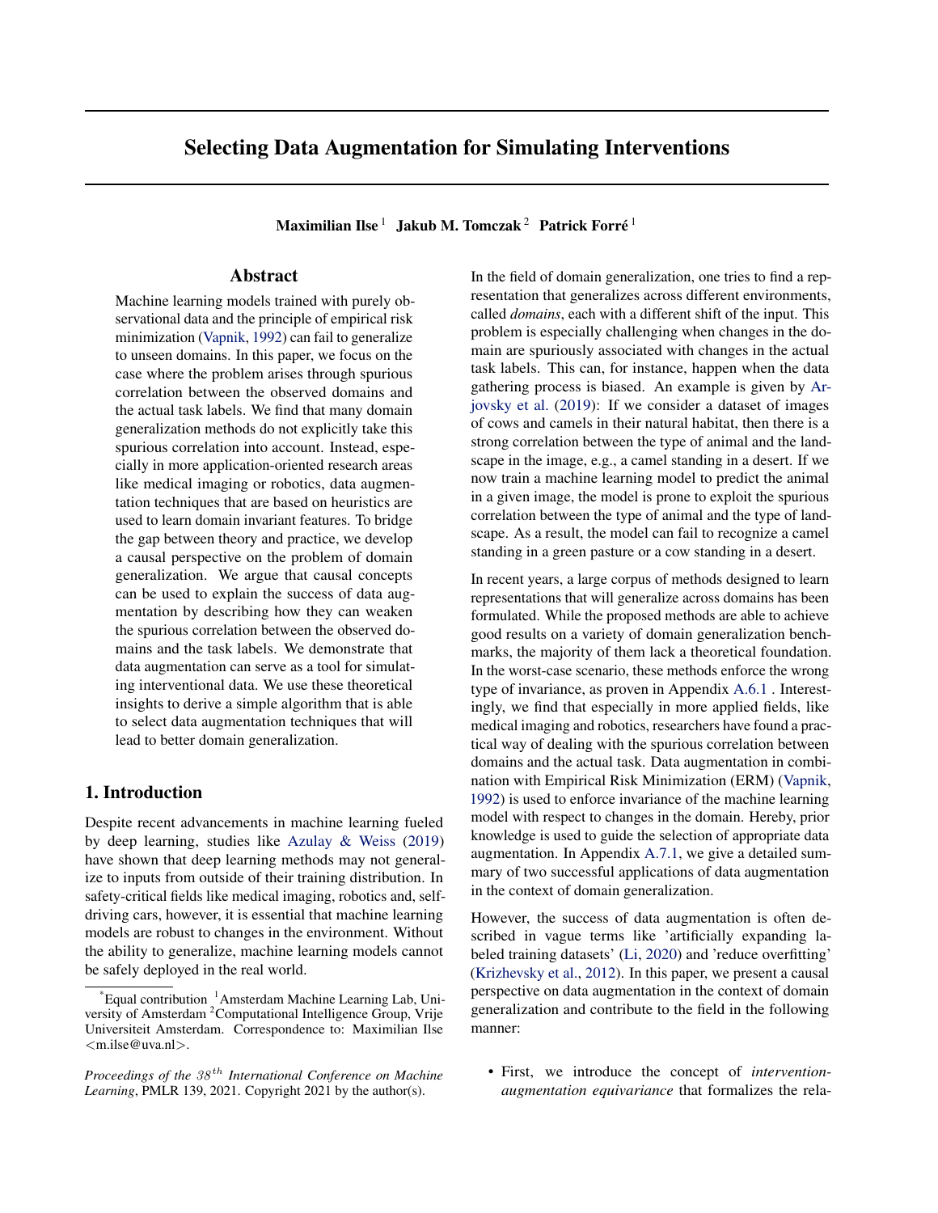# Selecting Data Augmentation for Simulating Interventions

**Maximilian Ilse** [1] **Jakub M. Tomczak** [2] **Patrick Forré** [1]

## Abstract

Machine learning models trained with purely observational data and the principle of empirical risk minimization (Vapnik, 1992) can fail to generalize to unseen domains. In this paper, we focus on the case where the problem arises through spurious correlation between the observed domains and the actual task labels. We find that many domain generalization methods do not explicitly take this spurious correlation into account. Instead, especially in more application-oriented research areas like medical imaging or robotics, data augmentation techniques that are based on heuristics are used to learn domain invariant features. To bridge the gap between theory and practice, we develop a causal perspective on the problem of domain generalization. We argue that causal concepts can be used to explain the success of data augmentation by describing how they can weaken the spurious correlation between the observed domains and the task labels. We demonstrate that data augmentation can serve as a tool for simulating interventional data. We use these theoretical insights to derive a simple algorithm that is able to select data augmentation techniques that will lead to better domain generalization.

## 1. Introduction

Despite recent advancements in machine learning fueled by deep learning, studies like Azulay & Weiss (2019) have shown that deep learning methods may not generalize to inputs from outside of their training distribution. In safety-critical fields like medical imaging, robotics and, self-driving cars, however, it is essential that machine learning models are robust to changes in the environment. Without the ability to generalize, machine learning models cannot be safely deployed in the real world.

In the field of domain generalization, one tries to find a representation that generalizes across different environments, called *domains*, each with a different shift of the input. This problem is especially challenging when changes in the domain are spuriously associated with changes in the actual task labels. This can, for instance, happen when the data gathering process is biased. An example is given by Arjovsky et al. (2019): If we consider a dataset of images of cows and camels in their natural habitat, then there is a strong correlation between the type of animal and the landscape in the image, e.g., a camel standing in a desert. If we now train a machine learning model to predict the animal in a given image, the model is prone to exploit the spurious correlation between the type of animal and the type of landscape. As a result, the model can fail to recognize a camel standing in a green pasture or a cow standing in a desert.

In recent years, a large corpus of methods designed to learn representations that will generalize across domains has been formulated. While the proposed methods are able to achieve good results on a variety of domain generalization benchmarks, the majority of them lack a theoretical foundation. In the worst-case scenario, these methods enforce the wrong type of invariance, as proven in Appendix A.6.1 . Interestingly, we find that especially in more applied fields, like medical imaging and robotics, researchers have found a practical way of dealing with the spurious correlation between domains and the actual task. Data augmentation in combination with Empirical Risk Minimization (ERM) (Vapnik, 1992) is used to enforce invariance of the machine learning model with respect to changes in the domain. Hereby, prior knowledge is used to guide the selection of appropriate data augmentation. In Appendix A.7.1, we give a detailed summary of two successful applications of data augmentation in the context of domain generalization.

However, the success of data augmentation is often described in vague terms like 'artificially expanding labeled training datasets' (Li, 2020) and 'reduce overfitting' (Krizhevsky et al., 2012). In this paper, we present a causal perspective on data augmentation in the context of domain generalization and contribute to the field in the following manner:

- First, we introduce the concept of *intervention-augmentation equivariance* that formalizes the rela-

*Equal contribution [1]Amsterdam Machine Learning Lab, University of Amsterdam [2]Computational Intelligence Group, Vrije Universiteit Amsterdam. Correspondence to: Maximilian Ilse <m.ilse@uva.nl>.

*Proceedings of the $38^{th}$ International Conference on Machine Learning*, PMLR 139, 2021. Copyright 2021 by the author(s).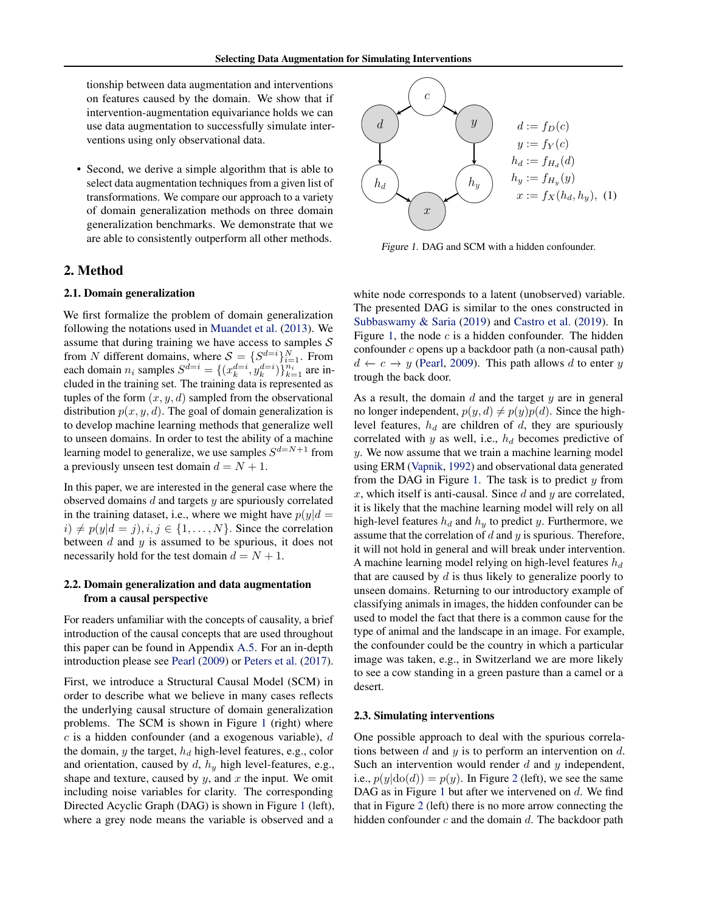tionship between data augmentation and interventions on features caused by the domain. We show that if intervention-augmentation equivariance holds we can use data augmentation to successfully simulate interventions using only observational data.

- Second, we derive a simple algorithm that is able to select data augmentation techniques from a given list of transformations. We compare our approach to a variety of domain generalization methods on three domain generalization benchmarks. We demonstrate that we are able to consistently outperform all other methods.

## 2. Method

### 2.1. Domain generalization

We first formalize the problem of domain generalization following the notations used in Muandet et al. (2013). We assume that during training we have access to samples $\mathcal{S}$ from $N$ different domains, where $\mathcal{S} = \{S^{d=i}\}_{i=1}^{N}$. From each domain $n_i$ samples $S^{d=i} = \{(x_k^{d=i}, y_k^{d=i})\}_{k=1}^{n_i}$ are included in the training set. The training data is represented as tuples of the form $(x, y, d)$ sampled from the observational distribution $p(x, y, d)$. The goal of domain generalization is to develop machine learning methods that generalize well to unseen domains. In order to test the ability of a machine learning model to generalize, we use samples $S^{d=N+1}$ from a previously unseen test domain $d = N + 1$.

In this paper, we are interested in the general case where the observed domains $d$ and targets $y$ are spuriously correlated in the training dataset, i.e., where we might have $p(y|d = i) \neq p(y|d = j), i, j \in \{1, \ldots, N\}$. Since the correlation between $d$ and $y$ is assumed to be spurious, it does not necessarily hold for the test domain $d = N + 1$.

### 2.2. Domain generalization and data augmentation from a causal perspective

For readers unfamiliar with the concepts of causality, a brief introduction of the causal concepts that are used throughout this paper can be found in Appendix A.5. For an in-depth introduction please see Pearl (2009) or Peters et al. (2017).

First, we introduce a Structural Causal Model (SCM) in order to describe what we believe in many cases reflects the underlying causal structure of domain generalization problems. The SCM is shown in Figure 1 (right) where $c$ is a hidden confounder (and a exogenous variable), $d$ the domain, $y$ the target, $h_d$ high-level features, e.g., color and orientation, caused by $d$, $h_y$ high level-features, e.g., shape and texture, caused by $y$, and $x$ the input. We omit including noise variables for clarity. The corresponding Directed Acyclic Graph (DAG) is shown in Figure 1 (left), where a grey node means the variable is observed and a

$$
\begin{aligned}
d &:= f_D(c) \\
y &:= f_Y(c) \\
h_d &:= f_{H_d}(d) \\
h_y &:= f_{H_y}(y) \\
x &:= f_X(h_d, h_y), \quad (1)
\end{aligned}
$$

*Figure 1.* DAG and SCM with a hidden confounder.

white node corresponds to a latent (unobserved) variable. The presented DAG is similar to the ones constructed in Subbaswamy & Saria (2019) and Castro et al. (2019). In Figure 1, the node $c$ is a hidden confounder. The hidden confounder $c$ opens up a backdoor path (a non-causal path) $d \leftarrow c \rightarrow y$ (Pearl, 2009). This path allows $d$ to enter $y$ trough the back door.

As a result, the domain $d$ and the target $y$ are in general no longer independent, $p(y, d) \neq p(y)p(d)$. Since the high-level features, $h_d$ are children of $d$, they are spuriously correlated with $y$ as well, i.e., $h_d$ becomes predictive of $y$. We now assume that we train a machine learning model using ERM (Vapnik, 1992) and observational data generated from the DAG in Figure 1. The task is to predict $y$ from $x$, which itself is anti-causal. Since $d$ and $y$ are correlated, it is likely that the machine learning model will rely on all high-level features $h_d$ and $h_y$ to predict $y$. Furthermore, we assume that the correlation of $d$ and $y$ is spurious. Therefore, it will not hold in general and will break under intervention. A machine learning model relying on high-level features $h_d$ that are caused by $d$ is thus likely to generalize poorly to unseen domains. Returning to our introductory example of classifying animals in images, the hidden confounder can be used to model the fact that there is a common cause for the type of animal and the landscape in an image. For example, the confounder could be the country in which a particular image was taken, e.g., in Switzerland we are more likely to see a cow standing in a green pasture than a camel or a desert.

### 2.3. Simulating interventions

One possible approach to deal with the spurious correlations between $d$ and $y$ is to perform an intervention on $d$. Such an intervention would render $d$ and $y$ independent, i.e., $p(y|\text{do}(d)) = p(y)$. In Figure 2 (left), we see the same DAG as in Figure 1 but after we intervened on $d$. We find that in Figure 2 (left) there is no more arrow connecting the hidden confounder $c$ and the domain $d$. The backdoor path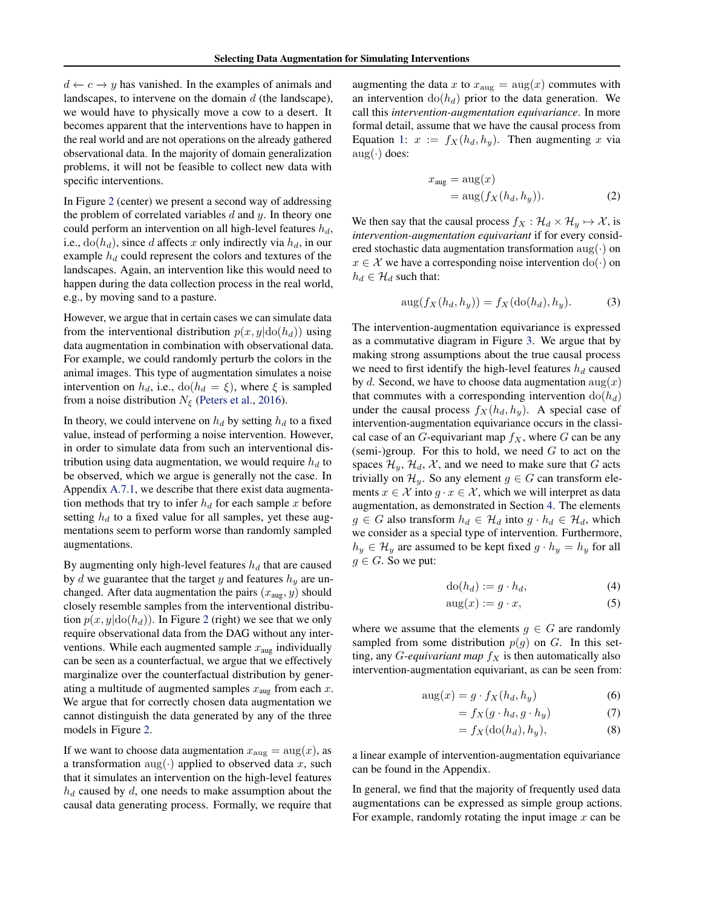$d \leftarrow c \rightarrow y$ has vanished. In the examples of animals and landscapes, to intervene on the domain $d$ (the landscape), we would have to physically move a cow to a desert. It becomes apparent that the interventions have to happen in the real world and are not operations on the already gathered observational data. In the majority of domain generalization problems, it will not be feasible to collect new data with specific interventions.

In Figure 2 (center) we present a second way of addressing the problem of correlated variables $d$ and $y$. In theory one could perform an intervention on all high-level features $h_d$, i.e., $\mathrm{do}(h_d)$, since $d$ affects $x$ only indirectly via $h_d$, in our example $h_d$ could represent the colors and textures of the landscapes. Again, an intervention like this would need to happen during the data collection process in the real world, e.g., by moving sand to a pasture.

However, we argue that in certain cases we can simulate data from the interventional distribution $p(x, y|\mathrm{do}(h_d))$ using data augmentation in combination with observational data. For example, we could randomly perturb the colors in the animal images. This type of augmentation simulates a noise intervention on $h_d$, i.e., $\mathrm{do}(h_d = \xi)$, where $\xi$ is sampled from a noise distribution $N_\xi$ (Peters et al., 2016).

In theory, we could intervene on $h_d$ by setting $h_d$ to a fixed value, instead of performing a noise intervention. However, in order to simulate data from such an interventional distribution using data augmentation, we would require $h_d$ to be observed, which we argue is generally not the case. In Appendix A.7.1, we describe that there exist data augmentation methods that try to infer $h_d$ for each sample $x$ before setting $h_d$ to a fixed value for all samples, yet these augmentations seem to perform worse than randomly sampled augmentations.

By augmenting only high-level features $h_d$ that are caused by $d$ we guarantee that the target $y$ and features $h_y$ are unchanged. After data augmentation the pairs $(x_{\text{aug}}, y)$ should closely resemble samples from the interventional distribution $p(x, y|\mathrm{do}(h_d))$. In Figure 2 (right) we see that we only require observational data from the DAG without any interventions. While each augmented sample $x_{\text{aug}}$ individually can be seen as a counterfactual, we argue that we effectively marginalize over the counterfactual distribution by generating a multitude of augmented samples $x_{\text{aug}}$ from each $x$. We argue that for correctly chosen data augmentation we cannot distinguish the data generated by any of the three models in Figure 2.

If we want to choose data augmentation $x_{\text{aug}} = \mathrm{aug}(x)$, as a transformation $\mathrm{aug}(\cdot)$ applied to observed data $x$, such that it simulates an intervention on the high-level features $h_d$ caused by $d$, one needs to make assumption about the causal data generating process. Formally, we require that augmenting the data $x$ to $x_{\text{aug}} = \mathrm{aug}(x)$ commutes with an intervention $\mathrm{do}(h_d)$ prior to the data generation. We call this *intervention-augmentation equivariance*. In more formal detail, assume that we have the causal process from Equation 1: $x := f_X(h_d, h_y)$. Then augmenting $x$ via $\mathrm{aug}(\cdot)$ does:

$$
\begin{aligned}
x_{\text{aug}} &= \mathrm{aug}(x) \\
&= \mathrm{aug}(f_X(h_d, h_y)).
\end{aligned} \tag{2}
$$

We then say that the causal process $f_X : \mathcal{H}_d \times \mathcal{H}_y \mapsto \mathcal{X}$, is *intervention-augmentation equivariant* if for every considered stochastic data augmentation transformation $\mathrm{aug}(\cdot)$ on $x \in \mathcal{X}$ we have a corresponding noise intervention $\mathrm{do}(\cdot)$ on $h_d \in \mathcal{H}_d$ such that:

$$
\mathrm{aug}(f_X(h_d, h_y)) = f_X(\mathrm{do}(h_d), h_y). \tag{3}
$$

The intervention-augmentation equivariance is expressed as a commutative diagram in Figure 3. We argue that by making strong assumptions about the true causal process we need to first identify the high-level features $h_d$ caused by $d$. Second, we have to choose data augmentation $\mathrm{aug}(x)$ that commutes with a corresponding intervention $\mathrm{do}(h_d)$ under the causal process $f_X(h_d, h_y)$. A special case of intervention-augmentation equivariance occurs in the classical case of an $G$-equivariant map $f_X$, where $G$ can be any (semi-)group. For this to hold, we need $G$ to act on the spaces $\mathcal{H}_y$, $\mathcal{H}_d$, $\mathcal{X}$, and we need to make sure that $G$ acts trivially on $\mathcal{H}_y$. So any element $g \in G$ can transform elements $x \in \mathcal{X}$ into $g \cdot x \in \mathcal{X}$, which we will interpret as data augmentation, as demonstrated in Section 4. The elements $g \in G$ also transform $h_d \in \mathcal{H}_d$ into $g \cdot h_d \in \mathcal{H}_d$, which we consider as a special type of intervention. Furthermore, $h_y \in \mathcal{H}_y$ are assumed to be kept fixed $g \cdot h_y = h_y$ for all $g \in G$. So we put:

$$
\mathrm{do}(h_d) := g \cdot h_d, \tag{4}
$$

$$
\mathrm{aug}(x) := g \cdot x, \tag{5}
$$

where we assume that the elements $g \in G$ are randomly sampled from some distribution $p(g)$ on $G$. In this setting, any *$G$-equivariant map* $f_X$ is then automatically also intervention-augmentation equivariant, as can be seen from:

$$
\begin{aligned}
\mathrm{aug}(x) &= g \cdot f_X(h_d, h_y) &(6)\\
&= f_X(g \cdot h_d, g \cdot h_y) &(7)\\
&= f_X(\mathrm{do}(h_d), h_y), &(8)
\end{aligned}
$$

a linear example of intervention-augmentation equivariance can be found in the Appendix.

In general, we find that the majority of frequently used data augmentations can be expressed as simple group actions. For example, randomly rotating the input image $x$ can be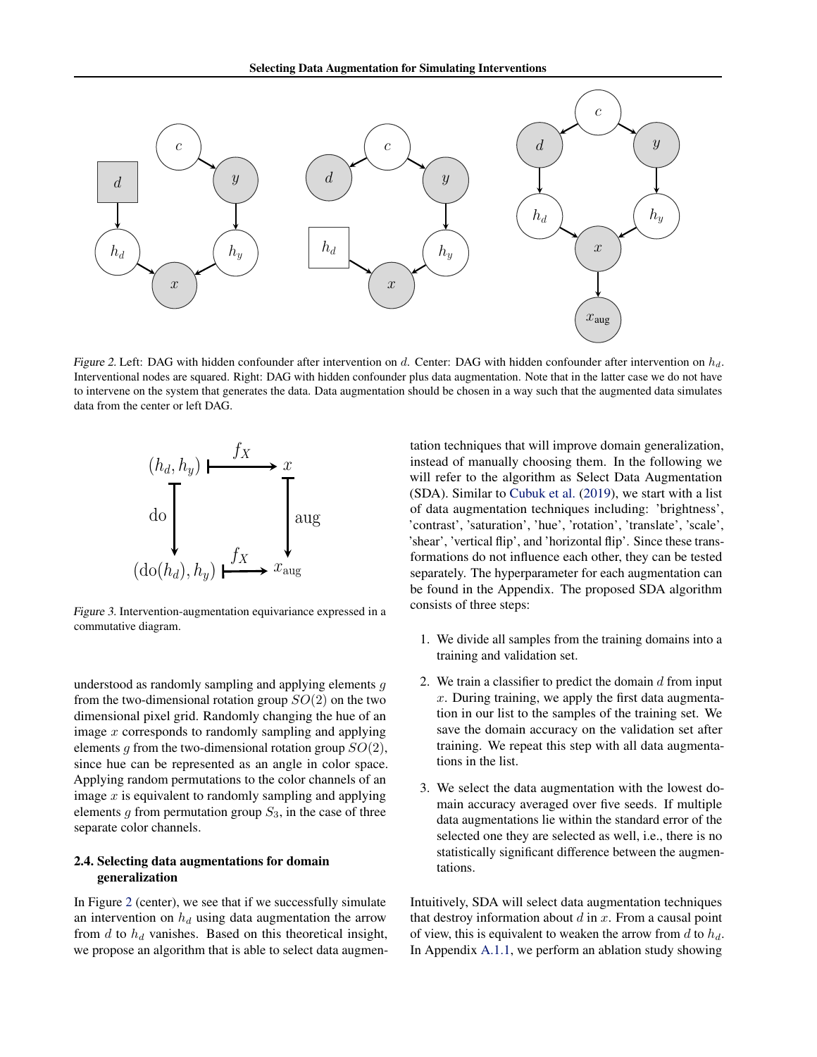Figure 2. Left: DAG with hidden confounder after intervention on $d$. Center: DAG with hidden confounder after intervention on $h_d$. Interventional nodes are squared. Right: DAG with hidden confounder plus data augmentation. Note that in the latter case we do not have to intervene on the system that generates the data. Data augmentation should be chosen in a way such that the augmented data simulates data from the center or left DAG.

$$
\begin{array}{ccc}
(h_d, h_y) & \xmapsto{f_X} & x \\
\downarrow \text{do} & & \downarrow \text{aug} \\
(\text{do}(h_d), h_y) & \xmapsto{f_X} & x_{\text{aug}}
\end{array}
$$

Figure 3. Intervention-augmentation equivariance expressed in a commutative diagram.

understood as randomly sampling and applying elements $g$ from the two-dimensional rotation group $SO(2)$ on the two dimensional pixel grid. Randomly changing the hue of an image $x$ corresponds to randomly sampling and applying elements $g$ from the two-dimensional rotation group $SO(2)$, since hue can be represented as an angle in color space. Applying random permutations to the color channels of an image $x$ is equivalent to randomly sampling and applying elements $g$ from permutation group $S_3$, in the case of three separate color channels.

### 2.4. Selecting data augmentations for domain generalization

In Figure 2 (center), we see that if we successfully simulate an intervention on $h_d$ using data augmentation the arrow from $d$ to $h_d$ vanishes. Based on this theoretical insight, we propose an algorithm that is able to select data augmentation techniques that will improve domain generalization, instead of manually choosing them. In the following we will refer to the algorithm as Select Data Augmentation (SDA). Similar to Cubuk et al. (2019), we start with a list of data augmentation techniques including: 'brightness', 'contrast', 'saturation', 'hue', 'rotation', 'translate', 'scale', 'shear', 'vertical flip', and 'horizontal flip'. Since these transformations do not influence each other, they can be tested separately. The hyperparameter for each augmentation can be found in the Appendix. The proposed SDA algorithm consists of three steps:

1. We divide all samples from the training domains into a training and validation set.
2. We train a classifier to predict the domain $d$ from input $x$. During training, we apply the first data augmentation in our list to the samples of the training set. We save the domain accuracy on the validation set after training. We repeat this step with all data augmentations in the list.
3. We select the data augmentation with the lowest domain accuracy averaged over five seeds. If multiple data augmentations lie within the standard error of the selected one they are selected as well, i.e., there is no statistically significant difference between the augmentations.

Intuitively, SDA will select data augmentation techniques that destroy information about $d$ in $x$. From a causal point of view, this is equivalent to weaken the arrow from $d$ to $h_d$. In Appendix A.1.1, we perform an ablation study showing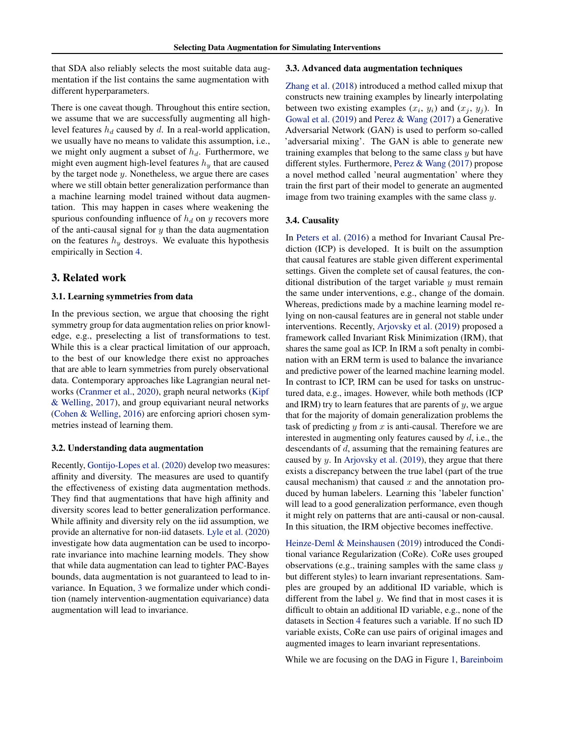that SDA also reliably selects the most suitable data augmentation if the list contains the same augmentation with different hyperparameters.

There is one caveat though. Throughout this entire section, we assume that we are successfully augmenting all high-level features $h_d$ caused by $d$. In a real-world application, we usually have no means to validate this assumption, i.e., we might only augment a subset of $h_d$. Furthermore, we might even augment high-level features $h_y$ that are caused by the target node $y$. Nonetheless, we argue there are cases where we still obtain better generalization performance than a machine learning model trained without data augmentation. This may happen in cases where weakening the spurious confounding influence of $h_d$ on $y$ recovers more of the anti-causal signal for $y$ than the data augmentation on the features $h_y$ destroys. We evaluate this hypothesis empirically in Section 4.

## 3. Related work

### 3.1. Learning symmetries from data

In the previous section, we argue that choosing the right symmetry group for data augmentation relies on prior knowledge, e.g., preselecting a list of transformations to test. While this is a clear practical limitation of our approach, to the best of our knowledge there exist no approaches that are able to learn symmetries from purely observational data. Contemporary approaches like Lagrangian neural networks (Cranmer et al., 2020), graph neural networks (Kipf & Welling, 2017), and group equivariant neural networks (Cohen & Welling, 2016) are enforcing apriori chosen symmetries instead of learning them.

### 3.2. Understanding data augmentation

Recently, Gontijo-Lopes et al. (2020) develop two measures: affinity and diversity. The measures are used to quantify the effectiveness of existing data augmentation methods. They find that augmentations that have high affinity and diversity scores lead to better generalization performance. While affinity and diversity rely on the iid assumption, we provide an alternative for non-iid datasets. Lyle et al. (2020) investigate how data augmentation can be used to incorporate invariance into machine learning models. They show that while data augmentation can lead to tighter PAC-Bayes bounds, data augmentation is not guaranteed to lead to invariance. In Equation, 3 we formalize under which condition (namely intervention-augmentation equivariance) data augmentation will lead to invariance.

### 3.3. Advanced data augmentation techniques

Zhang et al. (2018) introduced a method called mixup that constructs new training examples by linearly interpolating between two existing examples ($x_i$, $y_i$) and ($x_j$, $y_j$). In Gowal et al. (2019) and Perez & Wang (2017) a Generative Adversarial Network (GAN) is used to perform so-called 'adversarial mixing'. The GAN is able to generate new training examples that belong to the same class $y$ but have different styles. Furthermore, Perez & Wang (2017) propose a novel method called 'neural augmentation' where they train the first part of their model to generate an augmented image from two training examples with the same class $y$.

### 3.4. Causality

In Peters et al. (2016) a method for Invariant Causal Prediction (ICP) is developed. It is built on the assumption that causal features are stable given different experimental settings. Given the complete set of causal features, the conditional distribution of the target variable $y$ must remain the same under interventions, e.g., change of the domain. Whereas, predictions made by a machine learning model relying on non-causal features are in general not stable under interventions. Recently, Arjovsky et al. (2019) proposed a framework called Invariant Risk Minimization (IRM), that shares the same goal as ICP. In IRM a soft penalty in combination with an ERM term is used to balance the invariance and predictive power of the learned machine learning model. In contrast to ICP, IRM can be used for tasks on unstructured data, e.g., images. However, while both methods (ICP and IRM) try to learn features that are parents of $y$, we argue that for the majority of domain generalization problems the task of predicting $y$ from $x$ is anti-causal. Therefore we are interested in augmenting only features caused by $d$, i.e., the descendants of $d$, assuming that the remaining features are caused by $y$. In Arjovsky et al. (2019), they argue that there exists a discrepancy between the true label (part of the true causal mechanism) that caused $x$ and the annotation produced by human labelers. Learning this 'labeler function' will lead to a good generalization performance, even though it might rely on patterns that are anti-causal or non-causal. In this situation, the IRM objective becomes ineffective.

Heinze-Deml & Meinshausen (2019) introduced the Conditional variance Regularization (CoRe). CoRe uses grouped observations (e.g., training samples with the same class $y$ but different styles) to learn invariant representations. Samples are grouped by an additional ID variable, which is different from the label $y$. We find that in most cases it is difficult to obtain an additional ID variable, e.g., none of the datasets in Section 4 features such a variable. If no such ID variable exists, CoRe can use pairs of original images and augmented images to learn invariant representations.

While we are focusing on the DAG in Figure 1, Bareinboim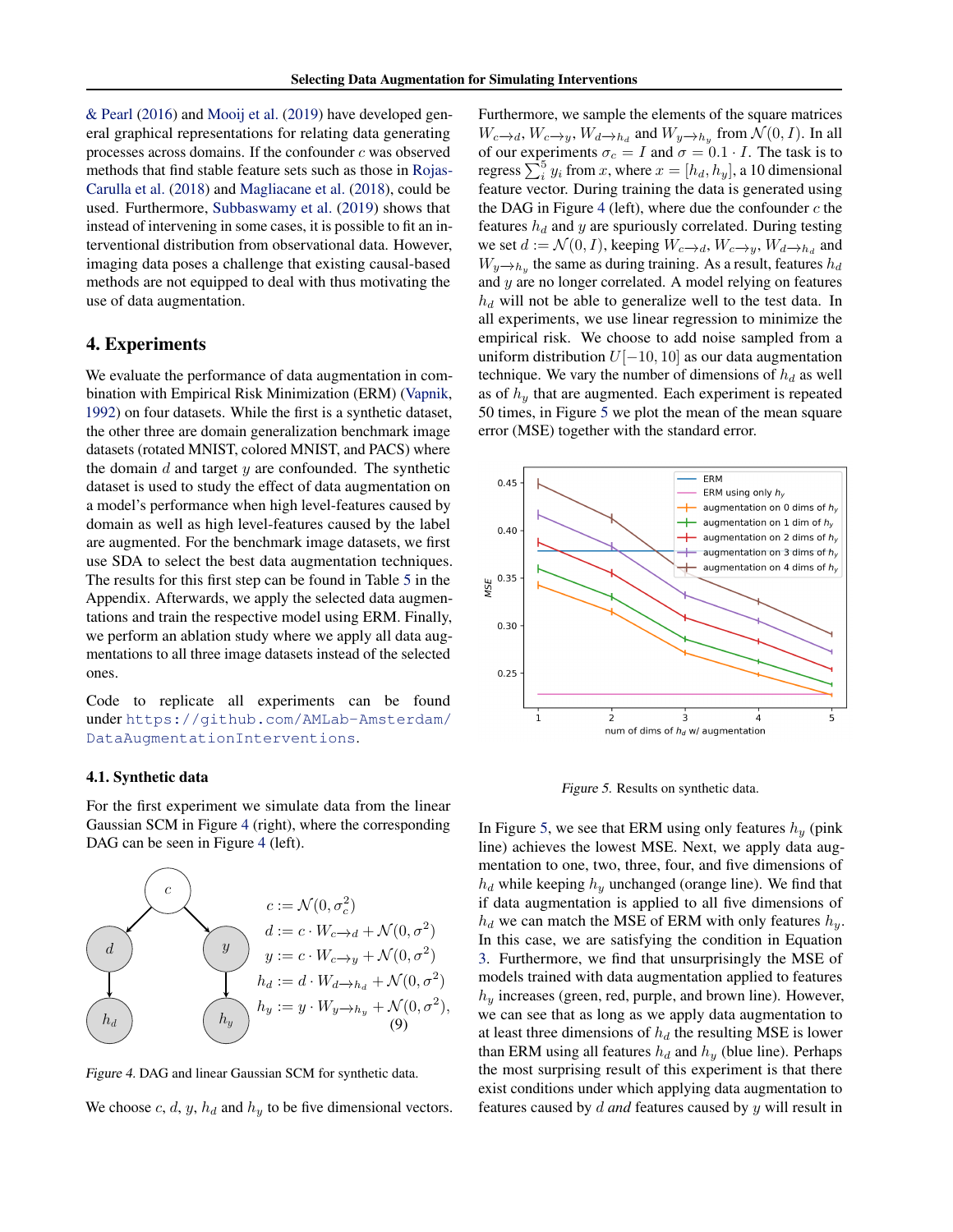& Pearl (2016) and Mooij et al. (2019) have developed general graphical representations for relating data generating processes across domains. If the confounder $c$ was observed methods that find stable feature sets such as those in Rojas-Carulla et al. (2018) and Magliacane et al. (2018), could be used. Furthermore, Subbaswamy et al. (2019) shows that instead of intervening in some cases, it is possible to fit an interventional distribution from observational data. However, imaging data poses a challenge that existing causal-based methods are not equipped to deal with thus motivating the use of data augmentation.

## 4. Experiments

We evaluate the performance of data augmentation in combination with Empirical Risk Minimization (ERM) (Vapnik, 1992) on four datasets. While the first is a synthetic dataset, the other three are domain generalization benchmark image datasets (rotated MNIST, colored MNIST, and PACS) where the domain $d$ and target $y$ are confounded. The synthetic dataset is used to study the effect of data augmentation on a model's performance when high level-features caused by domain as well as high level-features caused by the label are augmented. For the benchmark image datasets, we first use SDA to select the best data augmentation techniques. The results for this first step can be found in Table 5 in the Appendix. Afterwards, we apply the selected data augmentations and train the respective model using ERM. Finally, we perform an ablation study where we apply all data augmentations to all three image datasets instead of the selected ones.

Code to replicate all experiments can be found under https://github.com/AMLab-Amsterdam/DataAugmentationInterventions.

### 4.1. Synthetic data

For the first experiment we simulate data from the linear Gaussian SCM in Figure 4 (right), where the corresponding DAG can be seen in Figure 4 (left).

$$
\begin{aligned}
c &:= \mathcal{N}(0, \sigma_c^2) \\
d &:= c \cdot W_{c \to d} + \mathcal{N}(0, \sigma^2) \\
y &:= c \cdot W_{c \to y} + \mathcal{N}(0, \sigma^2) \\
h_d &:= d \cdot W_{d \to h_d} + \mathcal{N}(0, \sigma^2) \\
h_y &:= y \cdot W_{y \to h_y} + \mathcal{N}(0, \sigma^2),
\end{aligned}
\tag{9}
$$

Figure 4. DAG and linear Gaussian SCM for synthetic data.

We choose $c$, $d$, $y$, $h_d$ and $h_y$ to be five dimensional vectors. Furthermore, we sample the elements of the square matrices $W_{c \to d}$, $W_{c \to y}$, $W_{d \to h_d}$ and $W_{y \to h_y}$ from $\mathcal{N}(0, I)$. In all of our experiments $\sigma_c = I$ and $\sigma = 0.1 \cdot I$. The task is to regress $\sum_i^5 y_i$ from $x$, where $x = [h_d, h_y]$, a 10 dimensional feature vector. During training the data is generated using the DAG in Figure 4 (left), where due the confounder $c$ the features $h_d$ and $y$ are spuriously correlated. During testing we set $d := \mathcal{N}(0, I)$, keeping $W_{c \to d}$, $W_{c \to y}$, $W_{d \to h_d}$ and $W_{y \to h_y}$ the same as during training. As a result, features $h_d$ and $y$ are no longer correlated. A model relying on features $h_d$ will not be able to generalize well to the test data. In all experiments, we use linear regression to minimize the empirical risk. We choose to add noise sampled from a uniform distribution $U[-10, 10]$ as our data augmentation technique. We vary the number of dimensions of $h_d$ as well as of $h_y$ that are augmented. Each experiment is repeated 50 times, in Figure 5 we plot the mean of the mean square error (MSE) together with the standard error.

Figure 5. Results on synthetic data.

In Figure 5, we see that ERM using only features $h_y$ (pink line) achieves the lowest MSE. Next, we apply data augmentation to one, two, three, four, and five dimensions of $h_d$ while keeping $h_y$ unchanged (orange line). We find that if data augmentation is applied to all five dimensions of $h_d$ we can match the MSE of ERM with only features $h_y$. In this case, we are satisfying the condition in Equation 3. Furthermore, we find that unsurprisingly the MSE of models trained with data augmentation applied to features $h_y$ increases (green, red, purple, and brown line). However, we can see that as long as we apply data augmentation to at least three dimensions of $h_d$ the resulting MSE is lower than ERM using all features $h_d$ and $h_y$ (blue line). Perhaps the most surprising result of this experiment is that there exist conditions under which applying data augmentation to features caused by $d$ *and* features caused by $y$ will result in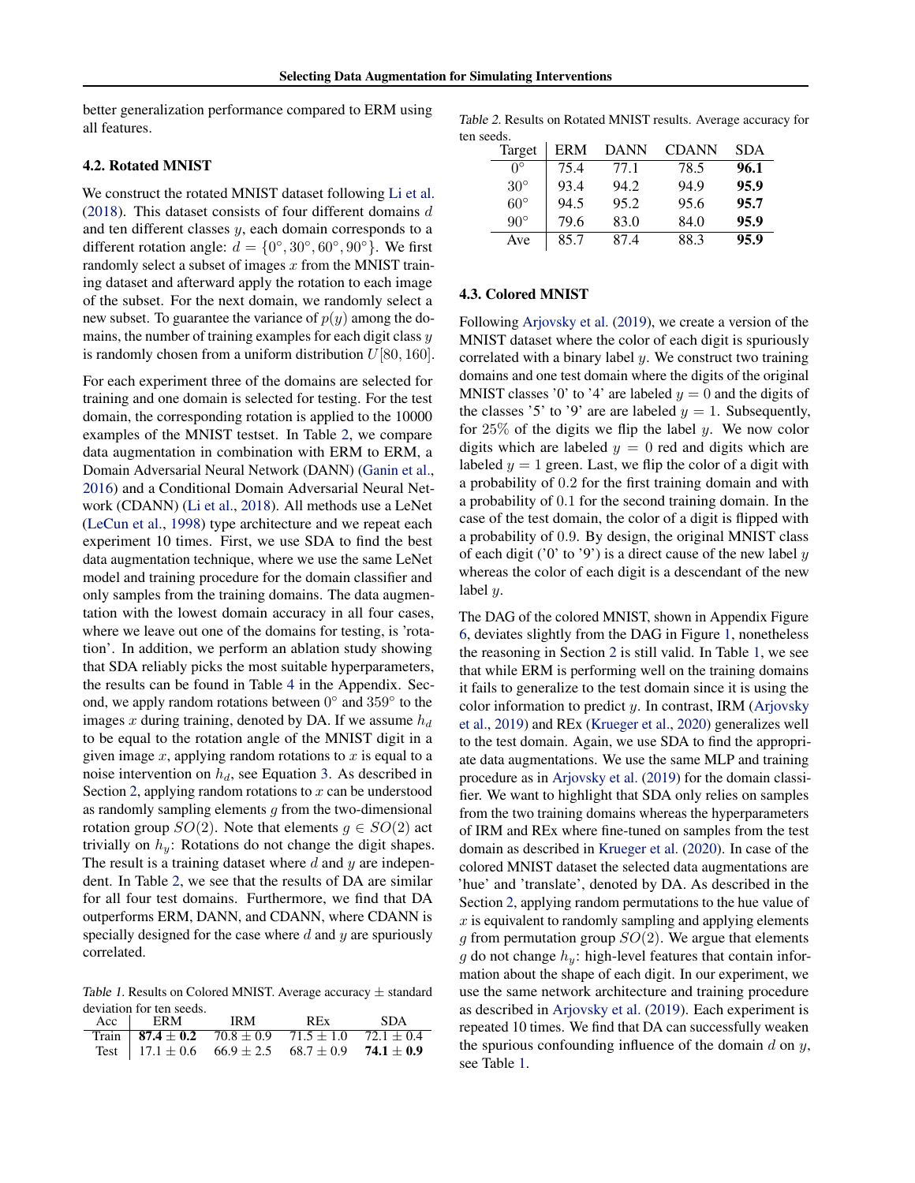better generalization performance compared to ERM using all features.

### 4.2. Rotated MNIST

We construct the rotated MNIST dataset following Li et al. (2018). This dataset consists of four different domains $d$ and ten different classes $y$, each domain corresponds to a different rotation angle: $d = \{0°, 30°, 60°, 90°\}$. We first randomly select a subset of images $x$ from the MNIST training dataset and afterward apply the rotation to each image of the subset. For the next domain, we randomly select a new subset. To guarantee the variance of $p(y)$ among the domains, the number of training examples for each digit class $y$ is randomly chosen from a uniform distribution $U[80, 160]$.

For each experiment three of the domains are selected for training and one domain is selected for testing. For the test domain, the corresponding rotation is applied to the 10000 examples of the MNIST testset. In Table 2, we compare data augmentation in combination with ERM to ERM, a Domain Adversarial Neural Network (DANN) (Ganin et al., 2016) and a Conditional Domain Adversarial Neural Network (CDANN) (Li et al., 2018). All methods use a LeNet (LeCun et al., 1998) type architecture and we repeat each experiment 10 times. First, we use SDA to find the best data augmentation technique, where we use the same LeNet model and training procedure for the domain classifier and only samples from the training domains. The data augmentation with the lowest domain accuracy in all four cases, where we leave out one of the domains for testing, is 'rotation'. In addition, we perform an ablation study showing that SDA reliably picks the most suitable hyperparameters, the results can be found in Table 4 in the Appendix. Second, we apply random rotations between 0° and 359° to the images $x$ during training, denoted by DA. If we assume $h_d$ to be equal to the rotation angle of the MNIST digit in a given image $x$, applying random rotations to $x$ is equal to a noise intervention on $h_d$, see Equation 3. As described in Section 2, applying random rotations to $x$ can be understood as randomly sampling elements $g$ from the two-dimensional rotation group $SO(2)$. Note that elements $g \in SO(2)$ act trivially on $h_y$: Rotations do not change the digit shapes. The result is a training dataset where $d$ and $y$ are independent. In Table 2, we see that the results of DA are similar for all four test domains. Furthermore, we find that DA outperforms ERM, DANN, and CDANN, where CDANN is specially designed for the case where $d$ and $y$ are spuriously correlated.

*Table 1.* Results on Colored MNIST. Average accuracy ± standard deviation for ten seeds.

| Acc | ERM | IRM | REx | SDA |
|---|---|---|---|---|
| Train | **87.4 ± 0.2** | 70.8 ± 0.9 | 71.5 ± 1.0 | 72.1 ± 0.4 |
| Test | 17.1 ± 0.6 | 66.9 ± 2.5 | 68.7 ± 0.9 | **74.1 ± 0.9** |

*Table 2.* Results on Rotated MNIST results. Average accuracy for ten seeds.

| Target | ERM | DANN | CDANN | SDA |
|---|---|---|---|---|
| 0° | 75.4 | 77.1 | 78.5 | **96.1** |
| 30° | 93.4 | 94.2 | 94.9 | **95.9** |
| 60° | 94.5 | 95.2 | 95.6 | **95.7** |
| 90° | 79.6 | 83.0 | 84.0 | **95.9** |
| Ave | 85.7 | 87.4 | 88.3 | **95.9** |

### 4.3. Colored MNIST

Following Arjovsky et al. (2019), we create a version of the MNIST dataset where the color of each digit is spuriously correlated with a binary label $y$. We construct two training domains and one test domain where the digits of the original MNIST classes '0' to '4' are labeled $y = 0$ and the digits of the classes '5' to '9' are are labeled $y = 1$. Subsequently, for 25% of the digits we flip the label $y$. We now color digits which are labeled $y = 0$ red and digits which are labeled $y = 1$ green. Last, we flip the color of a digit with a probability of 0.2 for the first training domain and with a probability of 0.1 for the second training domain. In the case of the test domain, the color of a digit is flipped with a probability of 0.9. By design, the original MNIST class of each digit ('0' to '9') is a direct cause of the new label $y$ whereas the color of each digit is a descendant of the new label $y$.

The DAG of the colored MNIST, shown in Appendix Figure 6, deviates slightly from the DAG in Figure 1, nonetheless the reasoning in Section 2 is still valid. In Table 1, we see that while ERM is performing well on the training domains it fails to generalize to the test domain since it is using the color information to predict $y$. In contrast, IRM (Arjovsky et al., 2019) and REx (Krueger et al., 2020) generalizes well to the test domain. Again, we use SDA to find the appropriate data augmentations. We use the same MLP and training procedure as in Arjovsky et al. (2019) for the domain classifier. We want to highlight that SDA only relies on samples from the two training domains whereas the hyperparameters of IRM and REx where fine-tuned on samples from the test domain as described in Krueger et al. (2020). In case of the colored MNIST dataset the selected data augmentations are 'hue' and 'translate', denoted by DA. As described in the Section 2, applying random permutations to the hue value of $x$ is equivalent to randomly sampling and applying elements $g$ from permutation group $SO(2)$. We argue that elements $g$ do not change $h_y$: high-level features that contain information about the shape of each digit. In our experiment, we use the same network architecture and training procedure as described in Arjovsky et al. (2019). Each experiment is repeated 10 times. We find that DA can successfully weaken the spurious confounding influence of the domain $d$ on $y$, see Table 1.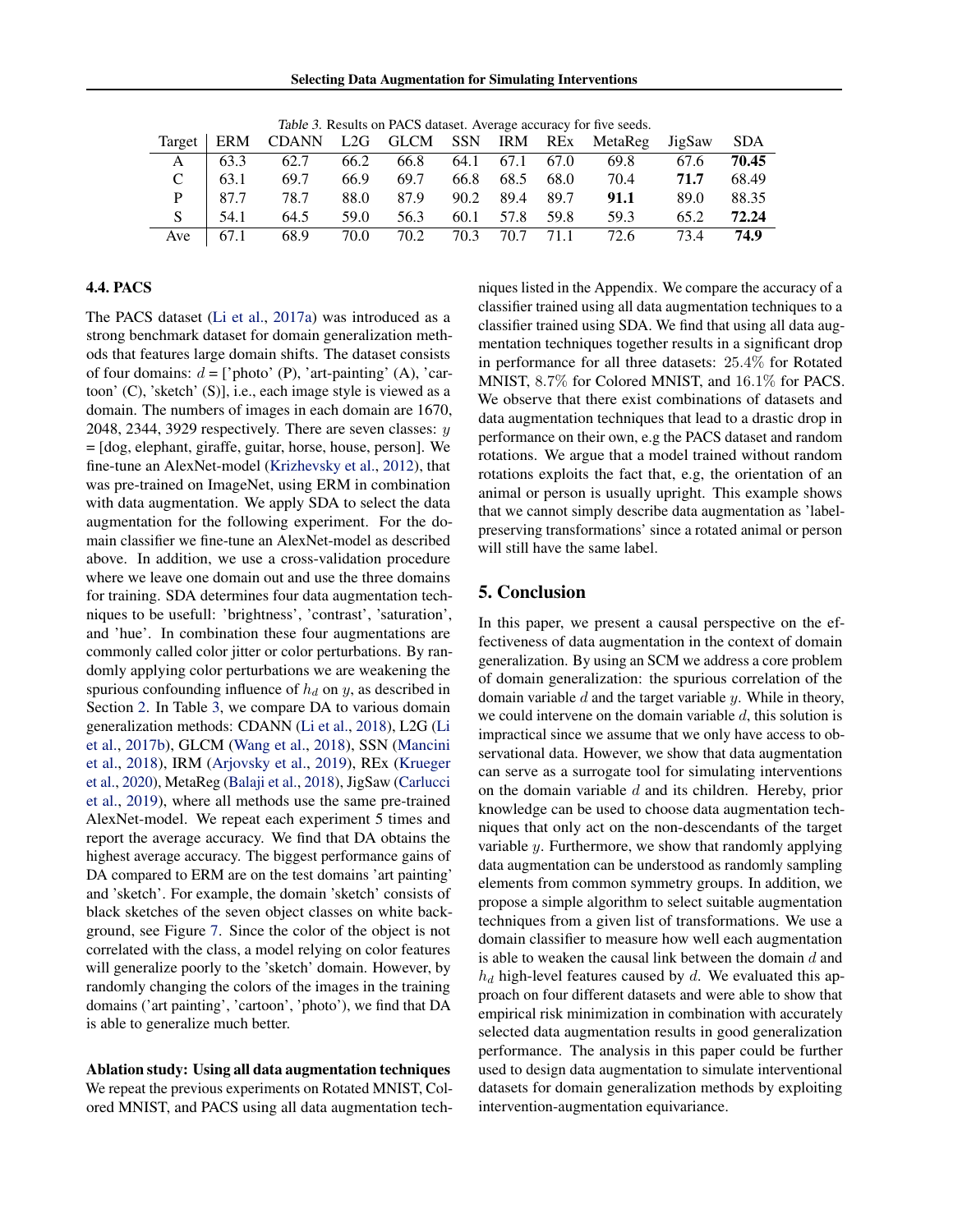*Table 3.* Results on PACS dataset. Average accuracy for five seeds.

| Target | ERM | CDANN | L2G | GLCM | SSN | IRM | REx | MetaReg | JigSaw | SDA |
|---|---|---|---|---|---|---|---|---|---|---|
| A | 63.3 | 62.7 | 66.2 | 66.8 | 64.1 | 67.1 | 67.0 | 69.8 | 67.6 | **70.45** |
| C | 63.1 | 69.7 | 66.9 | 69.7 | 66.8 | 68.5 | 68.0 | 70.4 | **71.7** | 68.49 |
| P | 87.7 | 78.7 | 88.0 | 87.9 | 90.2 | 89.4 | 89.7 | **91.1** | 89.0 | 88.35 |
| S | 54.1 | 64.5 | 59.0 | 56.3 | 60.1 | 57.8 | 59.8 | 59.3 | 65.2 | **72.24** |
| Ave | 67.1 | 68.9 | 70.0 | 70.2 | 70.3 | 70.7 | 71.1 | 72.6 | 73.4 | **74.9** |

### 4.4. PACS

The PACS dataset (Li et al., 2017a) was introduced as a strong benchmark dataset for domain generalization methods that features large domain shifts. The dataset consists of four domains: $d$ = ['photo' (P), 'art-painting' (A), 'cartoon' (C), 'sketch' (S)], i.e., each image style is viewed as a domain. The numbers of images in each domain are 1670, 2048, 2344, 3929 respectively. There are seven classes: $y$ = [dog, elephant, giraffe, guitar, horse, house, person]. We fine-tune an AlexNet-model (Krizhevsky et al., 2012), that was pre-trained on ImageNet, using ERM in combination with data augmentation. We apply SDA to select the data augmentation for the following experiment. For the domain classifier we fine-tune an AlexNet-model as described above. In addition, we use a cross-validation procedure where we leave one domain out and use the three domains for training. SDA determines four data augmentation techniques to be usefull: 'brightness', 'contrast', 'saturation', and 'hue'. In combination these four augmentations are commonly called color jitter or color perturbations. By randomly applying color perturbations we are weakening the spurious confounding influence of $h_d$ on $y$, as described in Section 2. In Table 3, we compare DA to various domain generalization methods: CDANN (Li et al., 2018), L2G (Li et al., 2017b), GLCM (Wang et al., 2018), SSN (Mancini et al., 2018), IRM (Arjovsky et al., 2019), REx (Krueger et al., 2020), MetaReg (Balaji et al., 2018), JigSaw (Carlucci et al., 2019), where all methods use the same pre-trained AlexNet-model. We repeat each experiment 5 times and report the average accuracy. We find that DA obtains the highest average accuracy. The biggest performance gains of DA compared to ERM are on the test domains 'art painting' and 'sketch'. For example, the domain 'sketch' consists of black sketches of the seven object classes on white background, see Figure 7. Since the color of the object is not correlated with the class, a model relying on color features will generalize poorly to the 'sketch' domain. However, by randomly changing the colors of the images in the training domains ('art painting', 'cartoon', 'photo'), we find that DA is able to generalize much better.

**Ablation study: Using all data augmentation techniques** We repeat the previous experiments on Rotated MNIST, Colored MNIST, and PACS using all data augmentation techniques listed in the Appendix. We compare the accuracy of a classifier trained using all data augmentation techniques to a classifier trained using SDA. We find that using all data augmentation techniques together results in a significant drop in performance for all three datasets: $25.4\%$ for Rotated MNIST, $8.7\%$ for Colored MNIST, and $16.1\%$ for PACS. We observe that there exist combinations of datasets and data augmentation techniques that lead to a drastic drop in performance on their own, e.g the PACS dataset and random rotations. We argue that a model trained without random rotations exploits the fact that, e.g, the orientation of an animal or person is usually upright. This example shows that we cannot simply describe data augmentation as 'label-preserving transformations' since a rotated animal or person will still have the same label.

## 5. Conclusion

In this paper, we present a causal perspective on the effectiveness of data augmentation in the context of domain generalization. By using an SCM we address a core problem of domain generalization: the spurious correlation of the domain variable $d$ and the target variable $y$. While in theory, we could intervene on the domain variable $d$, this solution is impractical since we assume that we only have access to observational data. However, we show that data augmentation can serve as a surrogate tool for simulating interventions on the domain variable $d$ and its children. Hereby, prior knowledge can be used to choose data augmentation techniques that only act on the non-descendants of the target variable $y$. Furthermore, we show that randomly applying data augmentation can be understood as randomly sampling elements from common symmetry groups. In addition, we propose a simple algorithm to select suitable augmentation techniques from a given list of transformations. We use a domain classifier to measure how well each augmentation is able to weaken the causal link between the domain $d$ and $h_d$ high-level features caused by $d$. We evaluated this approach on four different datasets and were able to show that empirical risk minimization in combination with accurately selected data augmentation results in good generalization performance. The analysis in this paper could be further used to design data augmentation to simulate interventional datasets for domain generalization methods by exploiting intervention-augmentation equivariance.